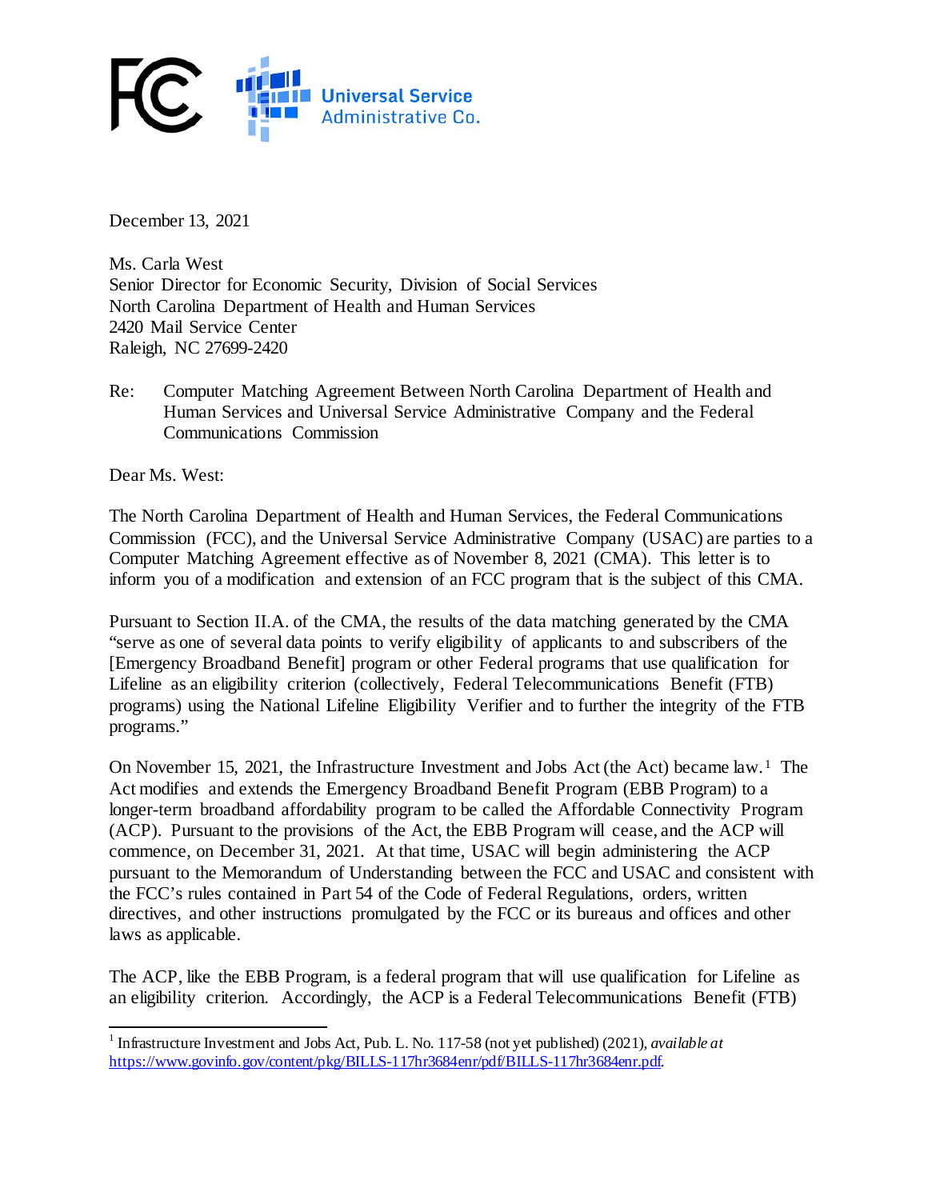December 13, 2021

Ms. Carla West
Senior Director for Economic Security, Division of Social Services
North Carolina Department of Health and Human Services
2420 Mail Service Center
Raleigh, NC 27699-2420

Re: Computer Matching Agreement Between North Carolina Department of Health and Human Services and Universal Service Administrative Company and the Federal Communications Commission

Dear Ms. West:

The North Carolina Department of Health and Human Services, the Federal Communications Commission (FCC), and the Universal Service Administrative Company (USAC) are parties to a Computer Matching Agreement effective as of November 8, 2021 (CMA). This letter is to inform you of a modification and extension of an FCC program that is the subject of this CMA.

Pursuant to Section II.A. of the CMA, the results of the data matching generated by the CMA "serve as one of several data points to verify eligibility of applicants to and subscribers of the [Emergency Broadband Benefit] program or other Federal programs that use qualification for Lifeline as an eligibility criterion (collectively, Federal Telecommunications Benefit (FTB) programs) using the National Lifeline Eligibility Verifier and to further the integrity of the FTB programs."

On November 15, 2021, the Infrastructure Investment and Jobs Act (the Act) became law.[1] The Act modifies and extends the Emergency Broadband Benefit Program (EBB Program) to a longer-term broadband affordability program to be called the Affordable Connectivity Program (ACP). Pursuant to the provisions of the Act, the EBB Program will cease, and the ACP will commence, on December 31, 2021. At that time, USAC will begin administering the ACP pursuant to the Memorandum of Understanding between the FCC and USAC and consistent with the FCC's rules contained in Part 54 of the Code of Federal Regulations, orders, written directives, and other instructions promulgated by the FCC or its bureaus and offices and other laws as applicable.

The ACP, like the EBB Program, is a federal program that will use qualification for Lifeline as an eligibility criterion. Accordingly, the ACP is a Federal Telecommunications Benefit (FTB)

---

[1] Infrastructure Investment and Jobs Act, Pub. L. No. 117-58 (not yet published) (2021), *available at* https://www.govinfo.gov/content/pkg/BILLS-117hr3684enr/pdf/BILLS-117hr3684enr.pdf.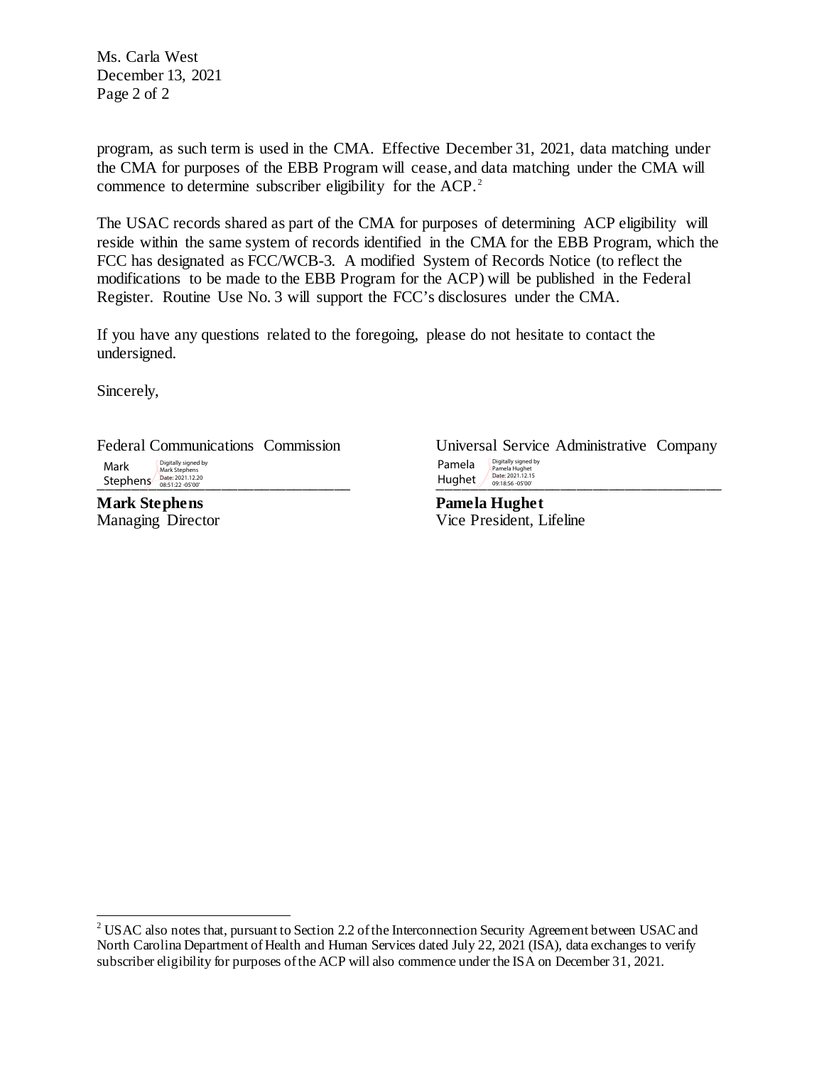program, as such term is used in the CMA. Effective December 31, 2021, data matching under the CMA for purposes of the EBB Program will cease, and data matching under the CMA will commence to determine subscriber eligibility for the ACP.[2]

The USAC records shared as part of the CMA for purposes of determining ACP eligibility will reside within the same system of records identified in the CMA for the EBB Program, which the FCC has designated as FCC/WCB-3. A modified System of Records Notice (to reflect the modifications to be made to the EBB Program for the ACP) will be published in the Federal Register. Routine Use No. 3 will support the FCC's disclosures under the CMA.

If you have any questions related to the foregoing, please do not hesitate to contact the undersigned.

Sincerely,

Federal Communications Commission

Mark Stephens — Digitally signed by Mark Stephens, Date: 2021.12.20 08:51:22 -05'00'

**Mark Stephens**
Managing Director

Universal Service Administrative Company

Pamela Hughet — Digitally signed by Pamela Hughet, Date: 2021.12.15 09:18:56 -05'00'

**Pamela Hughet**
Vice President, Lifeline

---

[2] USAC also notes that, pursuant to Section 2.2 of the Interconnection Security Agreement between USAC and North Carolina Department of Health and Human Services dated July 22, 2021 (ISA), data exchanges to verify subscriber eligibility for purposes of the ACP will also commence under the ISA on December 31, 2021.